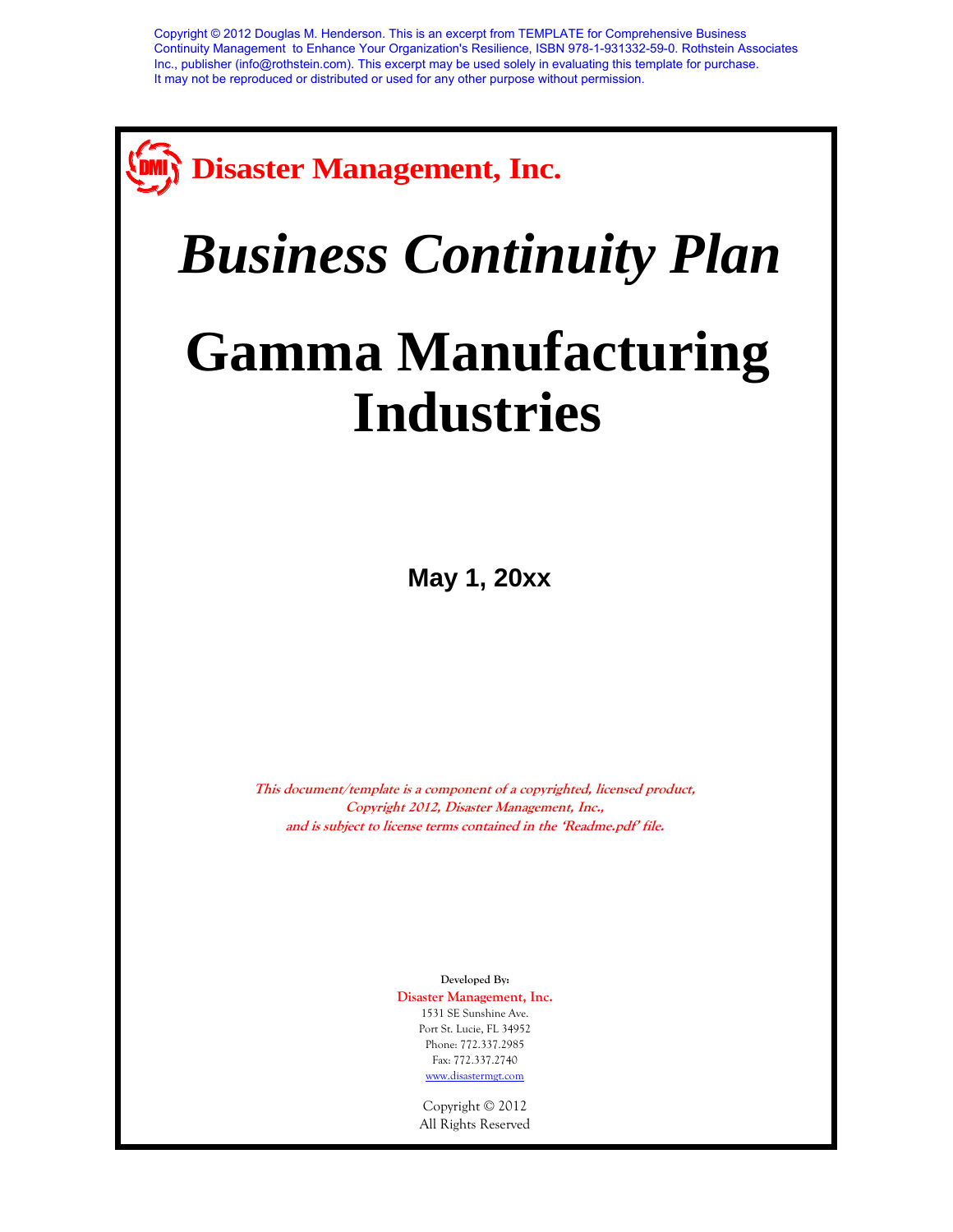Copyright © 2012 Douglas M. Henderson. This is an excerpt from TEMPLATE for Comprehensive Business Continuity Management to Enhance Your Organization's Resilience, ISBN 978-1-931332-59-0. Rothstein Associates Inc., publisher (info@rothstein.com). This excerpt may be used solely in evaluating this template for purchase. It may not be reproduced or distributed or used for any other purpose without permission.

**Disaster Management, Inc.**

# *Business Continuity Plan*

# Gamma Manufacturing Industries

**May 1, 20xx**

***This document/template is a component of a copyrighted, licensed product, Copyright 2012, Disaster Management, Inc., and is subject to license terms contained in the 'Readme.pdf' file.***

**Developed By:**

Disaster Management, Inc.
1531 SE Sunshine Ave.
Port St. Lucie, FL 34952
Phone: 772.337.2985
Fax: 772.337.2740
www.disastermgt.com

Copyright © 2012
All Rights Reserved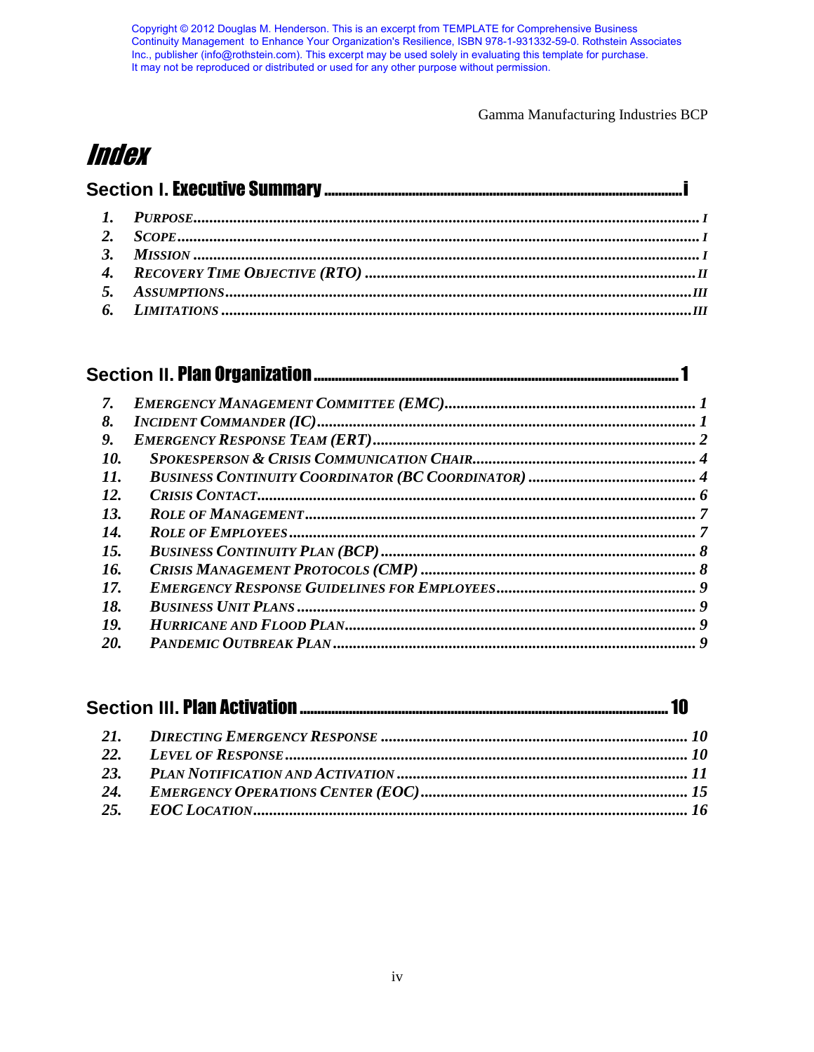Copyright © 2012 Douglas M. Henderson. This is an excerpt from TEMPLATE for Comprehensive Business Continuity Management to Enhance Your Organization's Resilience, ISBN 978-1-931332-59-0. Rothstein Associates Inc., publisher (info@rothstein.com). This excerpt may be used solely in evaluating this template for purchase. It may not be reproduced or distributed or used for any other purpose without permission.

# *Index*

## Section I. Executive Summary ........ i

1. *Purpose* ........ i
2. *Scope* ........ i
3. *Mission* ........ i
4. *Recovery Time Objective (RTO)* ........ ii
5. *Assumptions* ........ iii
6. *Limitations* ........ iii

## Section II. Plan Organization ........ 1

7. *Emergency Management Committee (EMC)* ........ 1
8. *Incident Commander (IC)* ........ 1
9. *Emergency Response Team (ERT)* ........ 2
10. *Spokesperson & Crisis Communication Chair* ........ 4
11. *Business Continuity Coordinator (BC Coordinator)* ........ 4
12. *Crisis Contact* ........ 6
13. *Role of Management* ........ 7
14. *Role of Employees* ........ 7
15. *Business Continuity Plan (BCP)* ........ 8
16. *Crisis Management Protocols (CMP)* ........ 8
17. *Emergency Response Guidelines for Employees* ........ 9
18. *Business Unit Plans* ........ 9
19. *Hurricane and Flood Plan* ........ 9
20. *Pandemic Outbreak Plan* ........ 9

## Section III. Plan Activation ........ 10

21. *Directing Emergency Response* ........ 10
22. *Level of Response* ........ 10
23. *Plan Notification and Activation* ........ 11
24. *Emergency Operations Center (EOC)* ........ 15
25. *EOC Location* ........ 16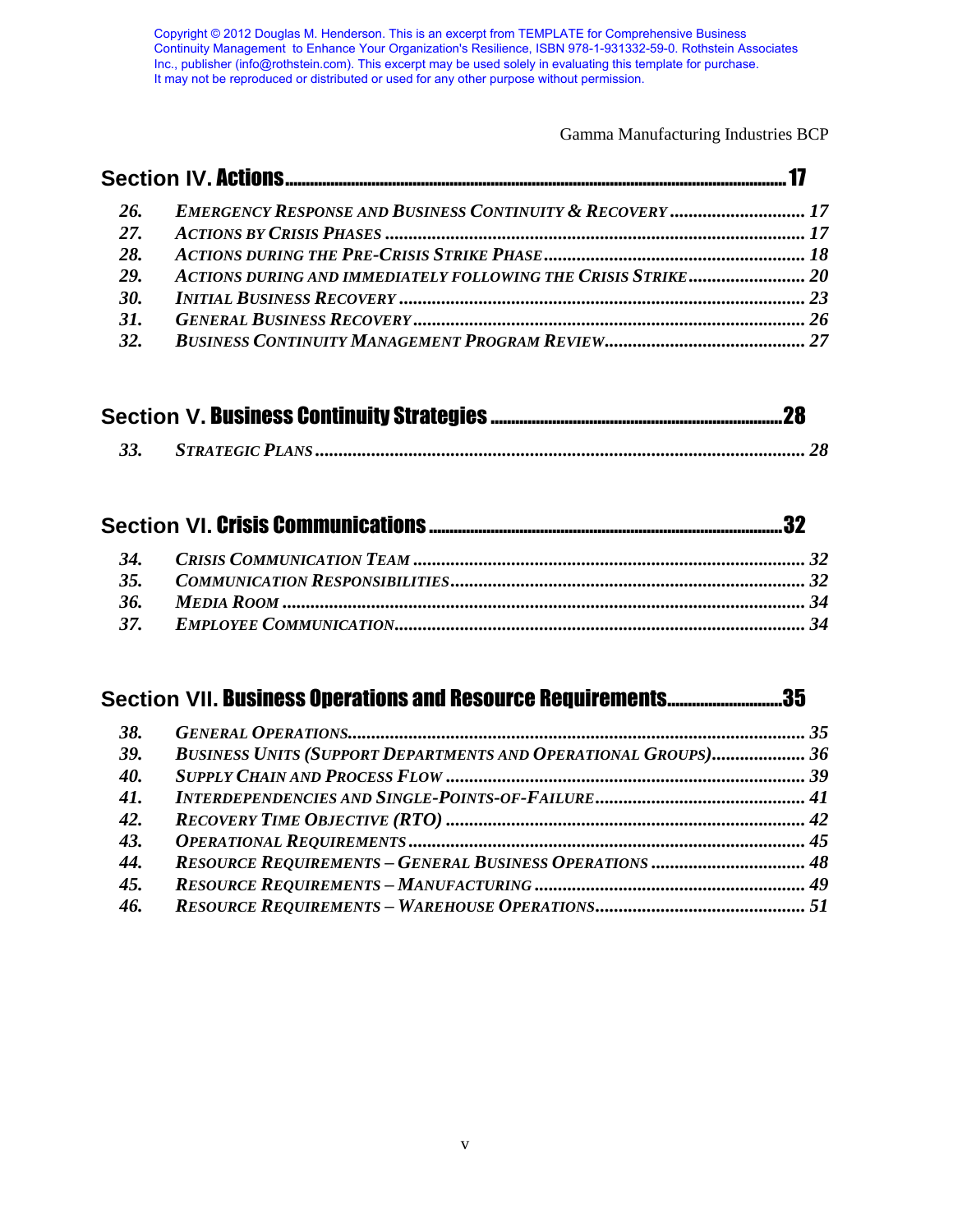Copyright © 2012 Douglas M. Henderson. This is an excerpt from TEMPLATE for Comprehensive Business Continuity Management to Enhance Your Organization's Resilience, ISBN 978-1-931332-59-0. Rothstein Associates Inc., publisher (info@rothstein.com). This excerpt may be used solely in evaluating this template for purchase. It may not be reproduced or distributed or used for any other purpose without permission.

## Section IV. Actions ........ 17

*26. Emergency Response and Business Continuity & Recovery ........ 17*
*27. Actions by Crisis Phases ........ 17*
*28. Actions during the Pre-Crisis Strike Phase ........ 18*
*29. Actions during and immediately following the Crisis Strike ........ 20*
*30. Initial Business Recovery ........ 23*
*31. General Business Recovery ........ 26*
*32. Business Continuity Management Program Review ........ 27*

## Section V. Business Continuity Strategies ........ 28

*33. Strategic Plans ........ 28*

## Section VI. Crisis Communications ........ 32

*34. Crisis Communication Team ........ 32*
*35. Communication Responsibilities ........ 32*
*36. Media Room ........ 34*
*37. Employee Communication ........ 34*

## Section VII. Business Operations and Resource Requirements ........ 35

*38. General Operations ........ 35*
*39. Business Units (Support Departments and Operational Groups) ........ 36*
*40. Supply Chain and Process Flow ........ 39*
*41. Interdependencies and Single-Points-of-Failure ........ 41*
*42. Recovery Time Objective (RTO) ........ 42*
*43. Operational Requirements ........ 45*
*44. Resource Requirements – General Business Operations ........ 48*
*45. Resource Requirements – Manufacturing ........ 49*
*46. Resource Requirements – Warehouse Operations ........ 51*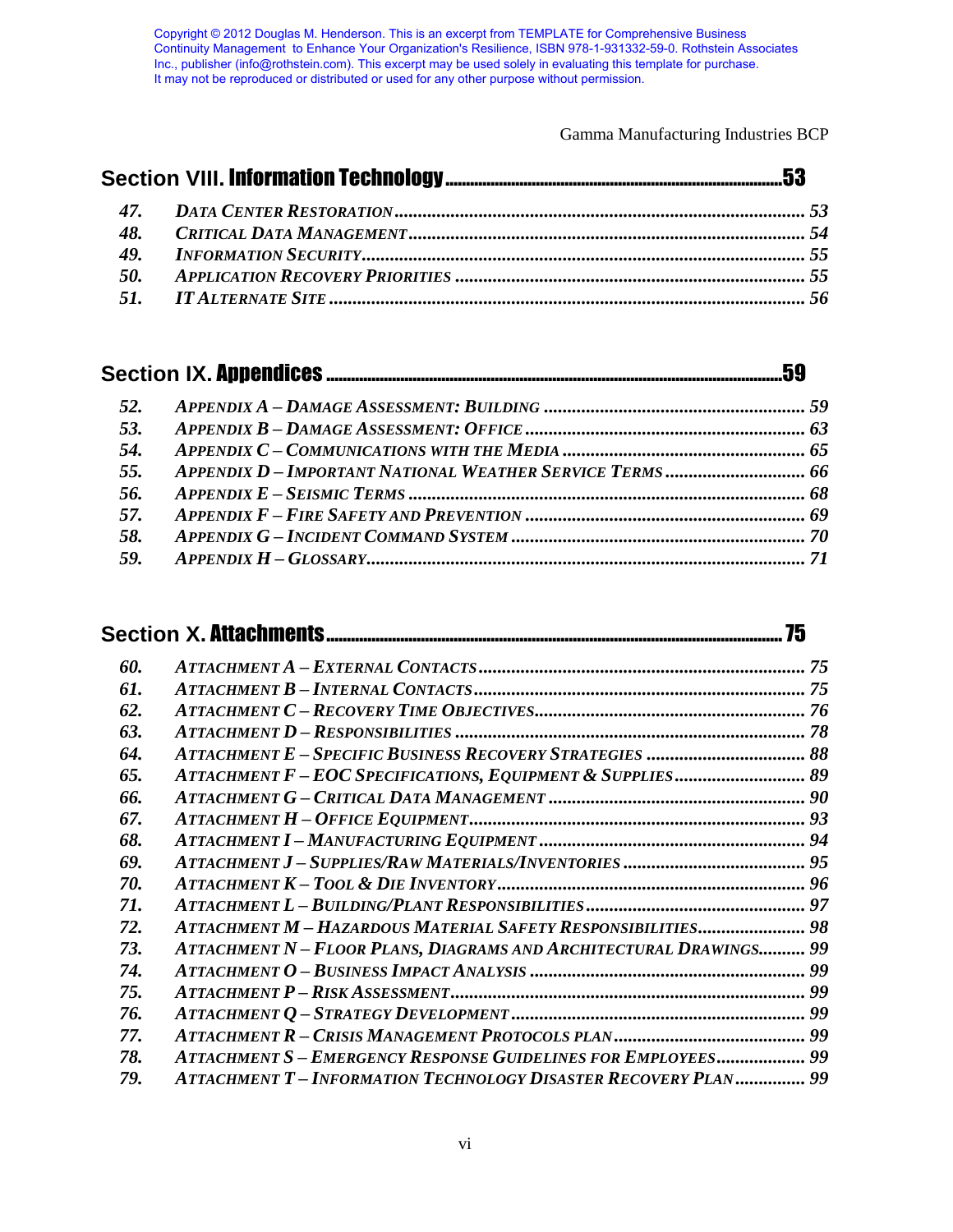Copyright © 2012 Douglas M. Henderson. This is an excerpt from TEMPLATE for Comprehensive Business Continuity Management to Enhance Your Organization's Resilience, ISBN 978-1-931332-59-0. Rothstein Associates Inc., publisher (info@rothstein.com). This excerpt may be used solely in evaluating this template for purchase. It may not be reproduced or distributed or used for any other purpose without permission.

## Section VIII. Information Technology ........ 53

47. *Data Center Restoration* ........ *53*
48. *Critical Data Management* ........ *54*
49. *Information Security* ........ *55*
50. *Application Recovery Priorities* ........ *55*
51. *IT Alternate Site* ........ *56*

## Section IX. Appendices ........ 59

52. *Appendix A – Damage Assessment: Building* ........ *59*
53. *Appendix B – Damage Assessment: Office* ........ *63*
54. *Appendix C – Communications with the Media* ........ *65*
55. *Appendix D – Important National Weather Service Terms* ........ *66*
56. *Appendix E – Seismic Terms* ........ *68*
57. *Appendix F – Fire Safety and Prevention* ........ *69*
58. *Appendix G – Incident Command System* ........ *70*
59. *Appendix H – Glossary* ........ *71*

## Section X. Attachments ........ 75

60. *Attachment A – External Contacts* ........ *75*
61. *Attachment B – Internal Contacts* ........ *75*
62. *Attachment C – Recovery Time Objectives* ........ *76*
63. *Attachment D – Responsibilities* ........ *78*
64. *Attachment E – Specific Business Recovery Strategies* ........ *88*
65. *Attachment F – EOC Specifications, Equipment & Supplies* ........ *89*
66. *Attachment G – Critical Data Management* ........ *90*
67. *Attachment H – Office Equipment* ........ *93*
68. *Attachment I – Manufacturing Equipment* ........ *94*
69. *Attachment J – Supplies/Raw Materials/Inventories* ........ *95*
70. *Attachment K – Tool & Die Inventory* ........ *96*
71. *Attachment L – Building/Plant Responsibilities* ........ *97*
72. *Attachment M – Hazardous Material Safety Responsibilities* ........ *98*
73. *Attachment N – Floor Plans, Diagrams and Architectural Drawings* ........ *99*
74. *Attachment O – Business Impact Analysis* ........ *99*
75. *Attachment P – Risk Assessment* ........ *99*
76. *Attachment Q – Strategy Development* ........ *99*
77. *Attachment R – Crisis Management Protocols Plan* ........ *99*
78. *Attachment S – Emergency Response Guidelines for Employees* ........ *99*
79. *Attachment T – Information Technology Disaster Recovery Plan* ........ *99*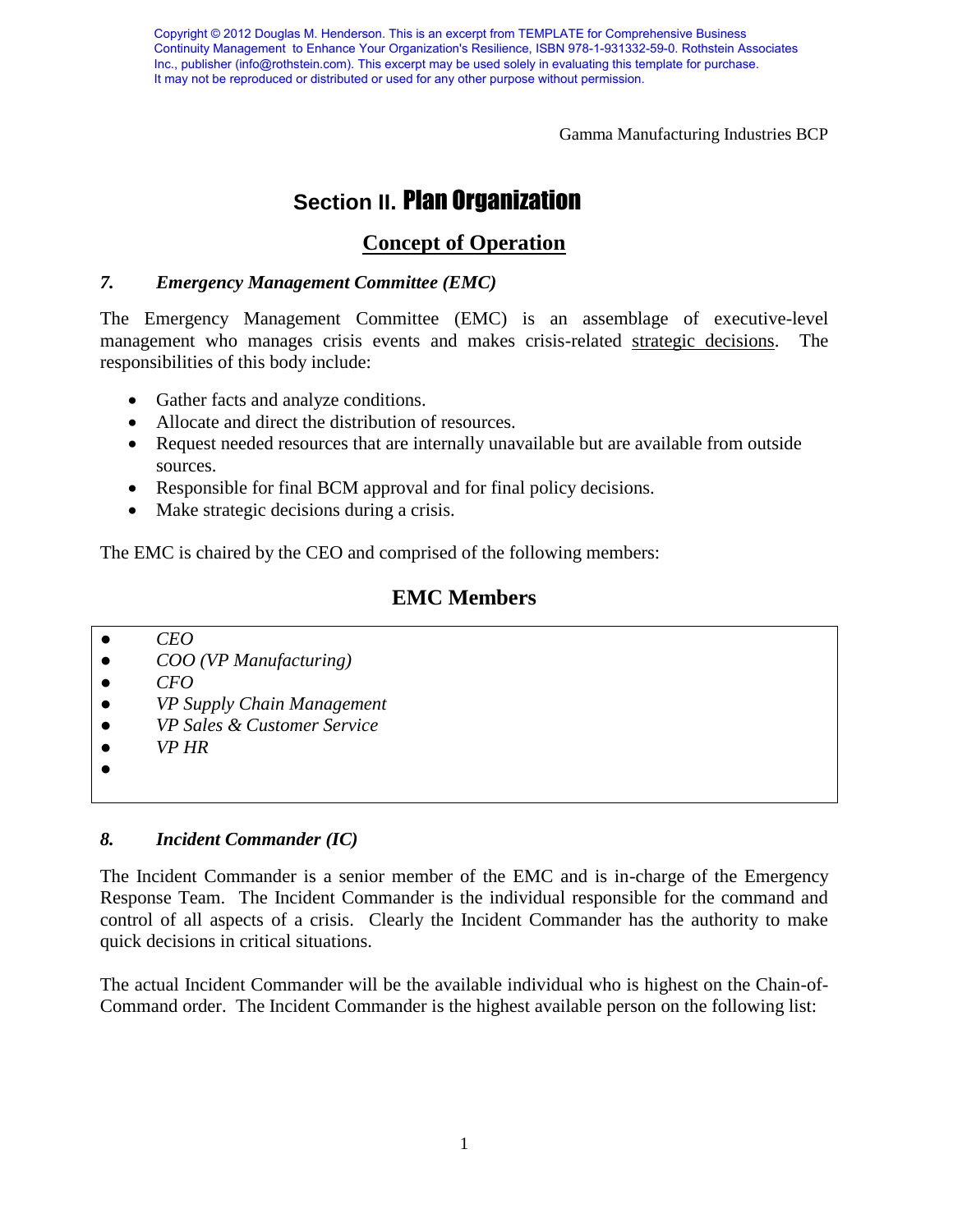Copyright © 2012 Douglas M. Henderson. This is an excerpt from TEMPLATE for Comprehensive Business Continuity Management to Enhance Your Organization's Resilience, ISBN 978-1-931332-59-0. Rothstein Associates Inc., publisher (info@rothstein.com). This excerpt may be used solely in evaluating this template for purchase. It may not be reproduced or distributed or used for any other purpose without permission.

# Section II. Plan Organization

## Concept of Operation

### *7. Emergency Management Committee (EMC)*

The Emergency Management Committee (EMC) is an assemblage of executive-level management who manages crisis events and makes crisis-related strategic decisions. The responsibilities of this body include:

- Gather facts and analyze conditions.
- Allocate and direct the distribution of resources.
- Request needed resources that are internally unavailable but are available from outside sources.
- Responsible for final BCM approval and for final policy decisions.
- Make strategic decisions during a crisis.

The EMC is chaired by the CEO and comprised of the following members:

## EMC Members

- *CEO*
- *COO (VP Manufacturing)*
- *CFO*
- *VP Supply Chain Management*
- *VP Sales & Customer Service*
- *VP HR*
- 

### *8. Incident Commander (IC)*

The Incident Commander is a senior member of the EMC and is in-charge of the Emergency Response Team. The Incident Commander is the individual responsible for the command and control of all aspects of a crisis. Clearly the Incident Commander has the authority to make quick decisions in critical situations.

The actual Incident Commander will be the available individual who is highest on the Chain-of-Command order. The Incident Commander is the highest available person on the following list: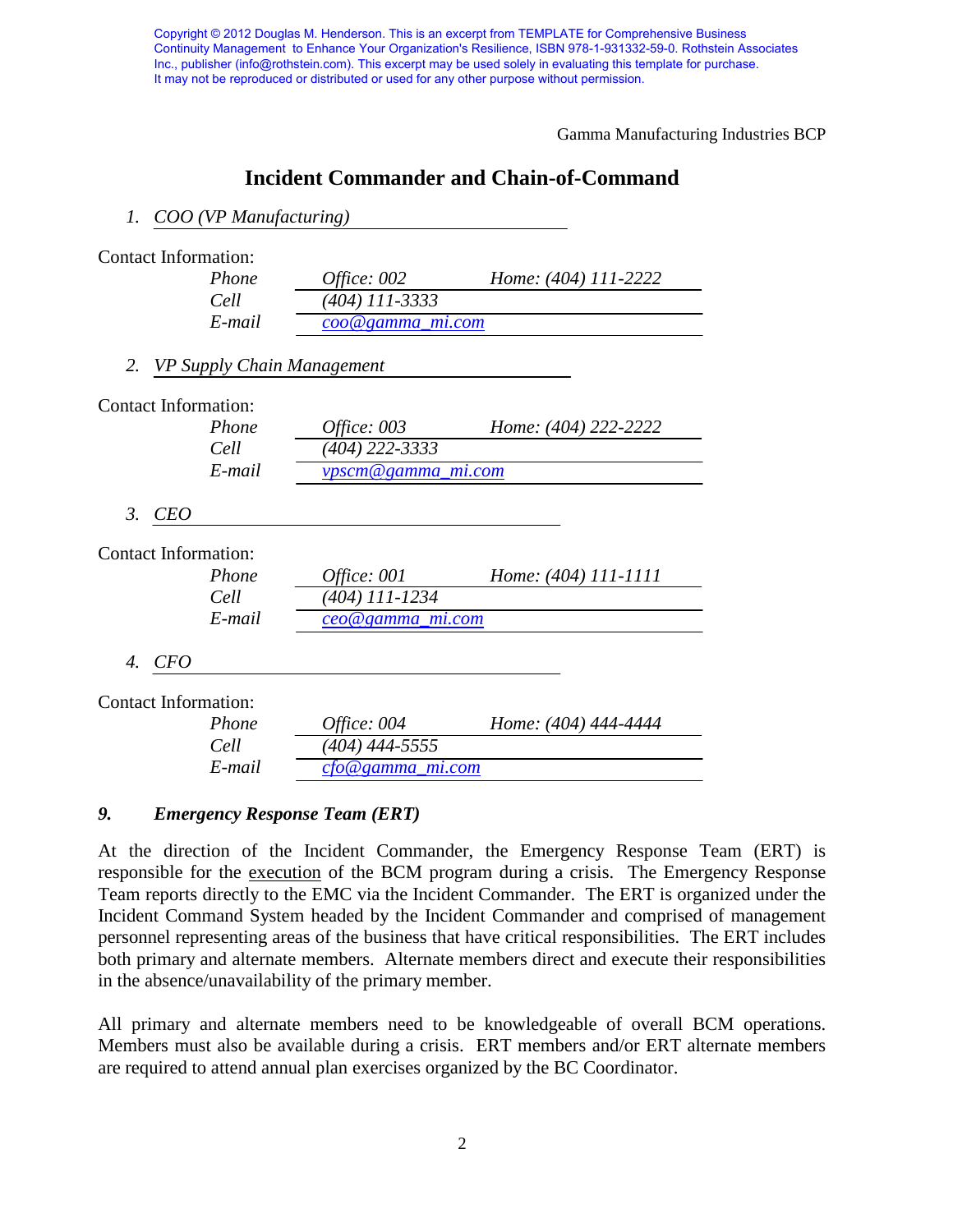Copyright © 2012 Douglas M. Henderson. This is an excerpt from TEMPLATE for Comprehensive Business Continuity Management to Enhance Your Organization's Resilience, ISBN 978-1-931332-59-0. Rothstein Associates Inc., publisher (info@rothstein.com). This excerpt may be used solely in evaluating this template for purchase. It may not be reproduced or distributed or used for any other purpose without permission.

Gamma Manufacturing Industries BCP

## Incident Commander and Chain-of-Command

1. *COO (VP Manufacturing)*

Contact Information:

| | | |
|---|---|---|
| *Phone* | *Office: 002* | *Home: (404) 111-2222* |
| *Cell* | *(404) 111-3333* | |
| *E-mail* | *coo@gamma_mi.com* | |

2. *VP Supply Chain Management*

Contact Information:

| | | |
|---|---|---|
| *Phone* | *Office: 003* | *Home: (404) 222-2222* |
| *Cell* | *(404) 222-3333* | |
| *E-mail* | *vpscm@gamma_mi.com* | |

3. *CEO*

Contact Information:

| | | |
|---|---|---|
| *Phone* | *Office: 001* | *Home: (404) 111-1111* |
| *Cell* | *(404) 111-1234* | |
| *E-mail* | *ceo@gamma_mi.com* | |

4. *CFO*

Contact Information:

| | | |
|---|---|---|
| *Phone* | *Office: 004* | *Home: (404) 444-4444* |
| *Cell* | *(404) 444-5555* | |
| *E-mail* | *cfo@gamma_mi.com* | |

### *9. Emergency Response Team (ERT)*

At the direction of the Incident Commander, the Emergency Response Team (ERT) is responsible for the execution of the BCM program during a crisis. The Emergency Response Team reports directly to the EMC via the Incident Commander. The ERT is organized under the Incident Command System headed by the Incident Commander and comprised of management personnel representing areas of the business that have critical responsibilities. The ERT includes both primary and alternate members. Alternate members direct and execute their responsibilities in the absence/unavailability of the primary member.

All primary and alternate members need to be knowledgeable of overall BCM operations. Members must also be available during a crisis. ERT members and/or ERT alternate members are required to attend annual plan exercises organized by the BC Coordinator.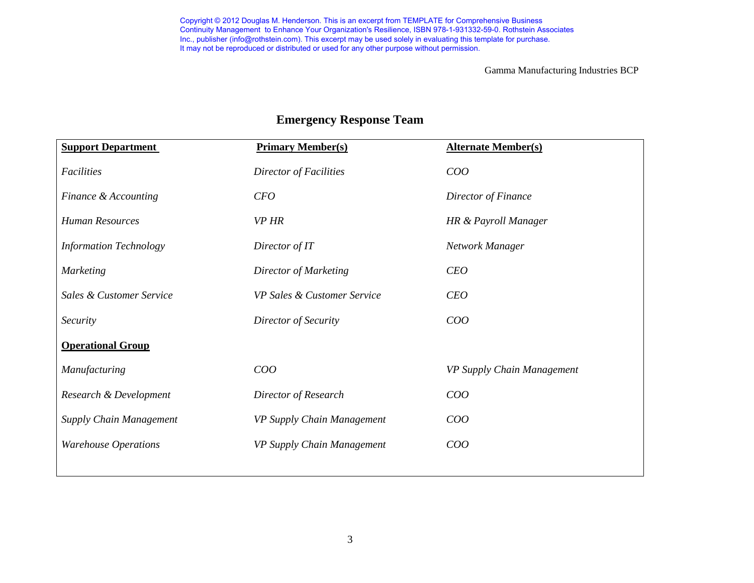Copyright © 2012 Douglas M. Henderson. This is an excerpt from TEMPLATE for Comprehensive Business Continuity Management to Enhance Your Organization's Resilience, ISBN 978-1-931332-59-0. Rothstein Associates Inc., publisher (info@rothstein.com). This excerpt may be used solely in evaluating this template for purchase. It may not be reproduced or distributed or used for any other purpose without permission.

## Emergency Response Team

| **Support Department** | **Primary Member(s)** | **Alternate Member(s)** |
|---|---|---|
| *Facilities* | *Director of Facilities* | *COO* |
| *Finance & Accounting* | *CFO* | *Director of Finance* |
| *Human Resources* | *VP HR* | *HR & Payroll Manager* |
| *Information Technology* | *Director of IT* | *Network Manager* |
| *Marketing* | *Director of Marketing* | *CEO* |
| *Sales & Customer Service* | *VP Sales & Customer Service* | *CEO* |
| *Security* | *Director of Security* | *COO* |
| **Operational Group** | | |
| *Manufacturing* | *COO* | *VP Supply Chain Management* |
| *Research & Development* | *Director of Research* | *COO* |
| *Supply Chain Management* | *VP Supply Chain Management* | *COO* |
| *Warehouse Operations* | *VP Supply Chain Management* | *COO* |